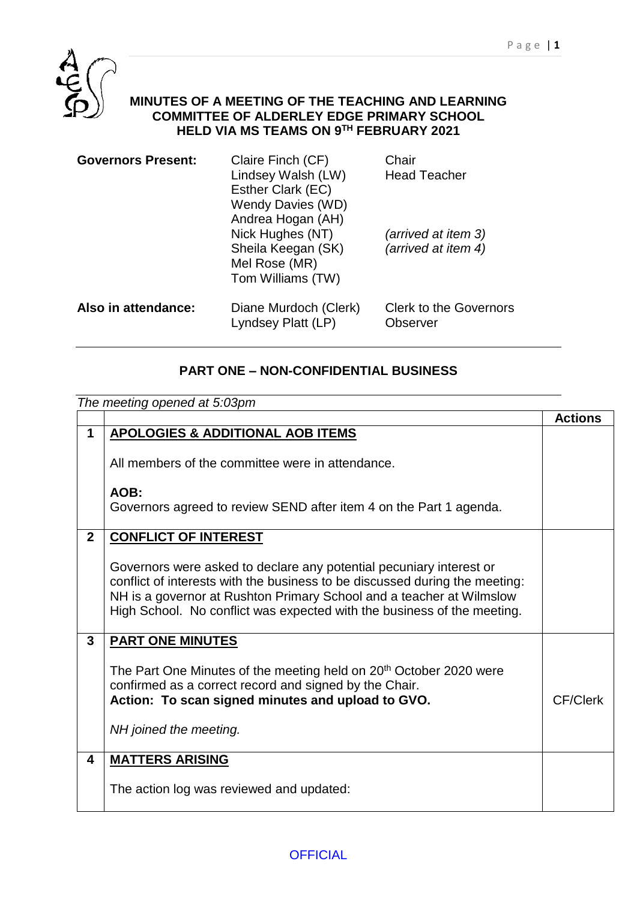# MINUTES OF A MEETING OF THE TEACHING AND LEARNING COMMITTEE OF ALDERLEY EDGE PRIMARY SCHOOL HELD VIA MS TEAMS ON 9TH FEBRUARY 2021

| | | |
|---|---|---|
| **Governors Present:** | Claire Finch (CF) | Chair |
| | Lindsey Walsh (LW) | Head Teacher |
| | Esther Clark (EC) | |
| | Wendy Davies (WD) | |
| | Andrea Hogan (AH) | |
| | Nick Hughes (NT) | *(arrived at item 3)* |
| | Sheila Keegan (SK) | *(arrived at item 4)* |
| | Mel Rose (MR) | |
| | Tom Williams (TW) | |
| **Also in attendance:** | Diane Murdoch (Clerk) | Clerk to the Governors |
| | Lyndsey Platt (LP) | Observer |

## PART ONE – NON-CONFIDENTIAL BUSINESS

*The meeting opened at 5:03pm*

| | | Actions |
|---|---|---|
| **1** | **APOLOGIES & ADDITIONAL AOB ITEMS**<br><br>All members of the committee were in attendance.<br><br>**AOB:**<br>Governors agreed to review SEND after item 4 on the Part 1 agenda. | |
| **2** | **CONFLICT OF INTEREST**<br><br>Governors were asked to declare any potential pecuniary interest or conflict of interests with the business to be discussed during the meeting: NH is a governor at Rushton Primary School and a teacher at Wilmslow High School. No conflict was expected with the business of the meeting. | |
| **3** | **PART ONE MINUTES**<br><br>The Part One Minutes of the meeting held on 20th October 2020 were confirmed as a correct record and signed by the Chair.<br>**Action: To scan signed minutes and upload to GVO.**<br><br>*NH joined the meeting.* | CF/Clerk |
| **4** | **MATTERS ARISING**<br><br>The action log was reviewed and updated: | |

OFFICIAL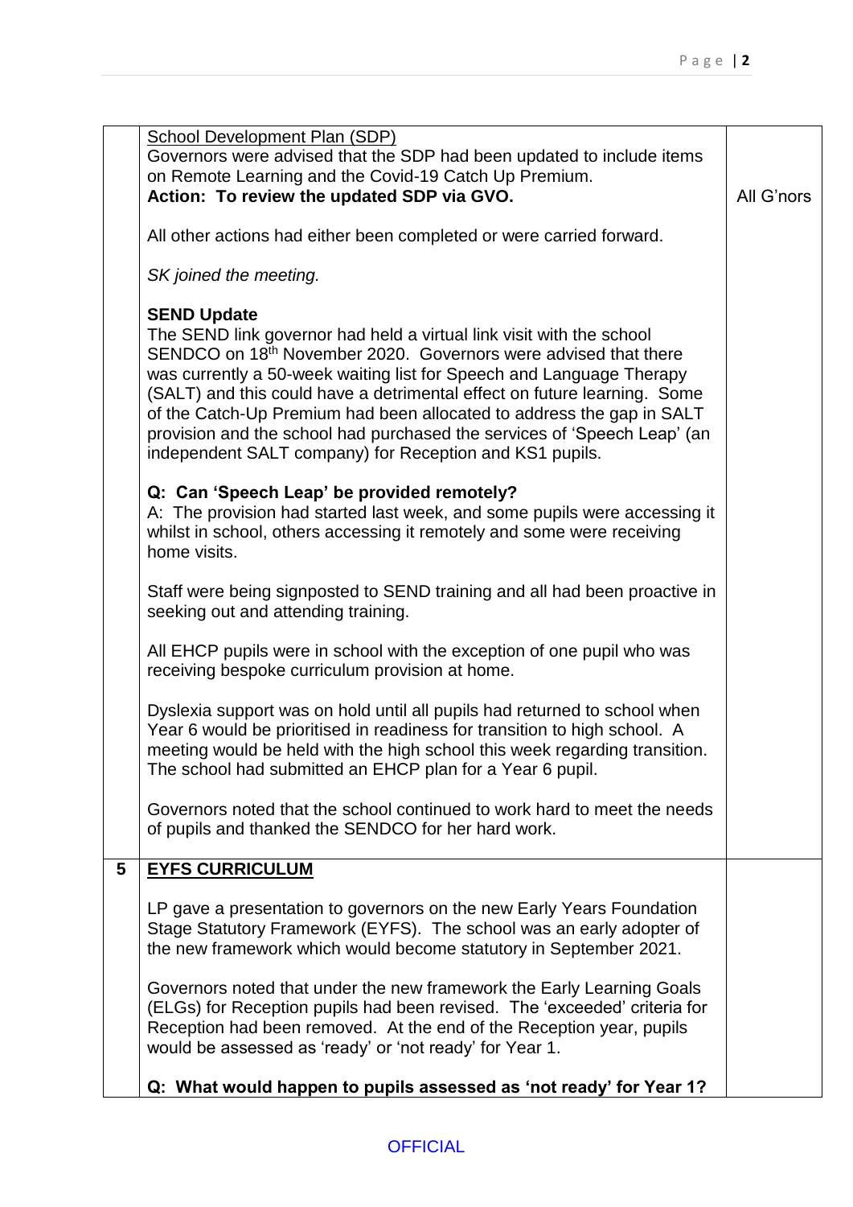| | | |
|---|---|---|
| | School Development Plan (SDP)<br>Governors were advised that the SDP had been updated to include items on Remote Learning and the Covid-19 Catch Up Premium.<br>**Action: To review the updated SDP via GVO.**<br><br>All other actions had either been completed or were carried forward.<br><br>*SK joined the meeting.*<br><br>**SEND Update**<br>The SEND link governor had held a virtual link visit with the school SENDCO on 18th November 2020. Governors were advised that there was currently a 50-week waiting list for Speech and Language Therapy (SALT) and this could have a detrimental effect on future learning. Some of the Catch-Up Premium had been allocated to address the gap in SALT provision and the school had purchased the services of 'Speech Leap' (an independent SALT company) for Reception and KS1 pupils.<br><br>**Q: Can 'Speech Leap' be provided remotely?**<br>A: The provision had started last week, and some pupils were accessing it whilst in school, others accessing it remotely and some were receiving home visits.<br><br>Staff were being signposted to SEND training and all had been proactive in seeking out and attending training.<br><br>All EHCP pupils were in school with the exception of one pupil who was receiving bespoke curriculum provision at home.<br><br>Dyslexia support was on hold until all pupils had returned to school when Year 6 would be prioritised in readiness for transition to high school. A meeting would be held with the high school this week regarding transition. The school had submitted an EHCP plan for a Year 6 pupil.<br><br>Governors noted that the school continued to work hard to meet the needs of pupils and thanked the SENDCO for her hard work. | All G'nors |
| **5** | **EYFS CURRICULUM**<br><br>LP gave a presentation to governors on the new Early Years Foundation Stage Statutory Framework (EYFS). The school was an early adopter of the new framework which would become statutory in September 2021.<br><br>Governors noted that under the new framework the Early Learning Goals (ELGs) for Reception pupils had been revised. The 'exceeded' criteria for Reception had been removed. At the end of the Reception year, pupils would be assessed as 'ready' or 'not ready' for Year 1.<br><br>**Q: What would happen to pupils assessed as 'not ready' for Year 1?** | |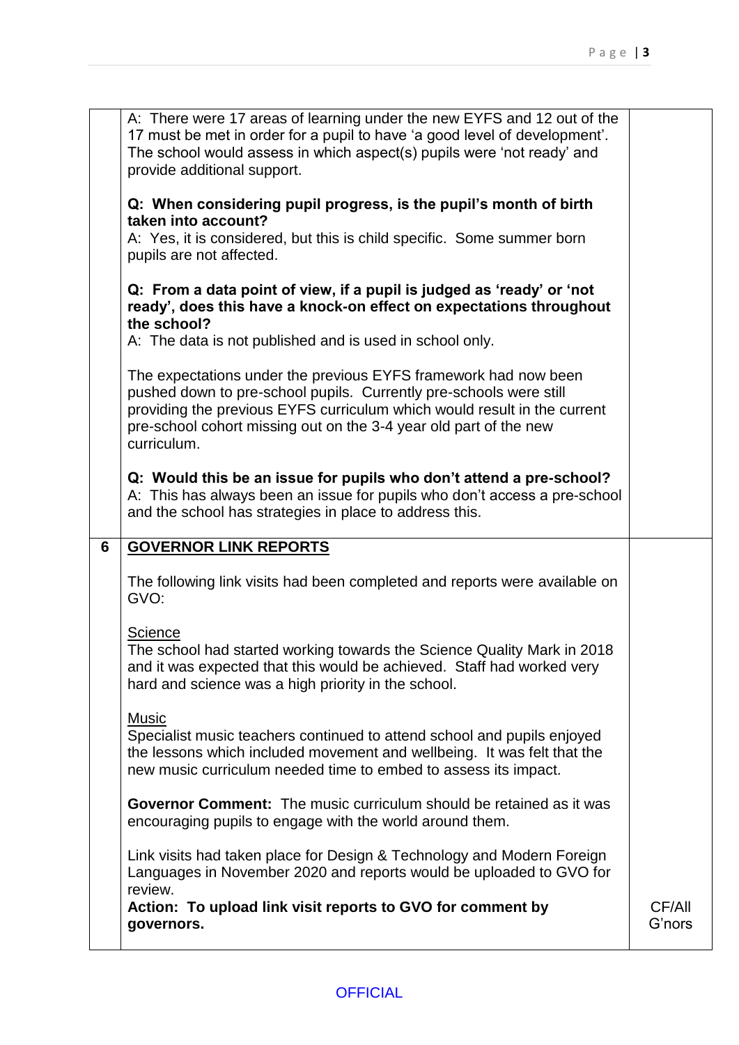|   |   |   |
|---|---|---|
|   | A: There were 17 areas of learning under the new EYFS and 12 out of the 17 must be met in order for a pupil to have 'a good level of development'. The school would assess in which aspect(s) pupils were 'not ready' and provide additional support.<br><br>**Q: When considering pupil progress, is the pupil's month of birth taken into account?**<br>A: Yes, it is considered, but this is child specific. Some summer born pupils are not affected.<br><br>**Q: From a data point of view, if a pupil is judged as 'ready' or 'not ready', does this have a knock-on effect on expectations throughout the school?**<br>A: The data is not published and is used in school only.<br><br>The expectations under the previous EYFS framework had now been pushed down to pre-school pupils. Currently pre-schools were still providing the previous EYFS curriculum which would result in the current pre-school cohort missing out on the 3-4 year old part of the new curriculum.<br><br>**Q: Would this be an issue for pupils who don't attend a pre-school?**<br>A: This has always been an issue for pupils who don't access a pre-school and the school has strategies in place to address this. |   |
| **6** | **<u>GOVERNOR LINK REPORTS</u>**<br><br>The following link visits had been completed and reports were available on GVO:<br><br><u>Science</u><br>The school had started working towards the Science Quality Mark in 2018 and it was expected that this would be achieved. Staff had worked very hard and science was a high priority in the school.<br><br><u>Music</u><br>Specialist music teachers continued to attend school and pupils enjoyed the lessons which included movement and wellbeing. It was felt that the new music curriculum needed time to embed to assess its impact.<br><br>**Governor Comment:** The music curriculum should be retained as it was encouraging pupils to engage with the world around them.<br><br>Link visits had taken place for Design & Technology and Modern Foreign Languages in November 2020 and reports would be uploaded to GVO for review.<br>**Action: To upload link visit reports to GVO for comment by governors.** | CF/All G'nors |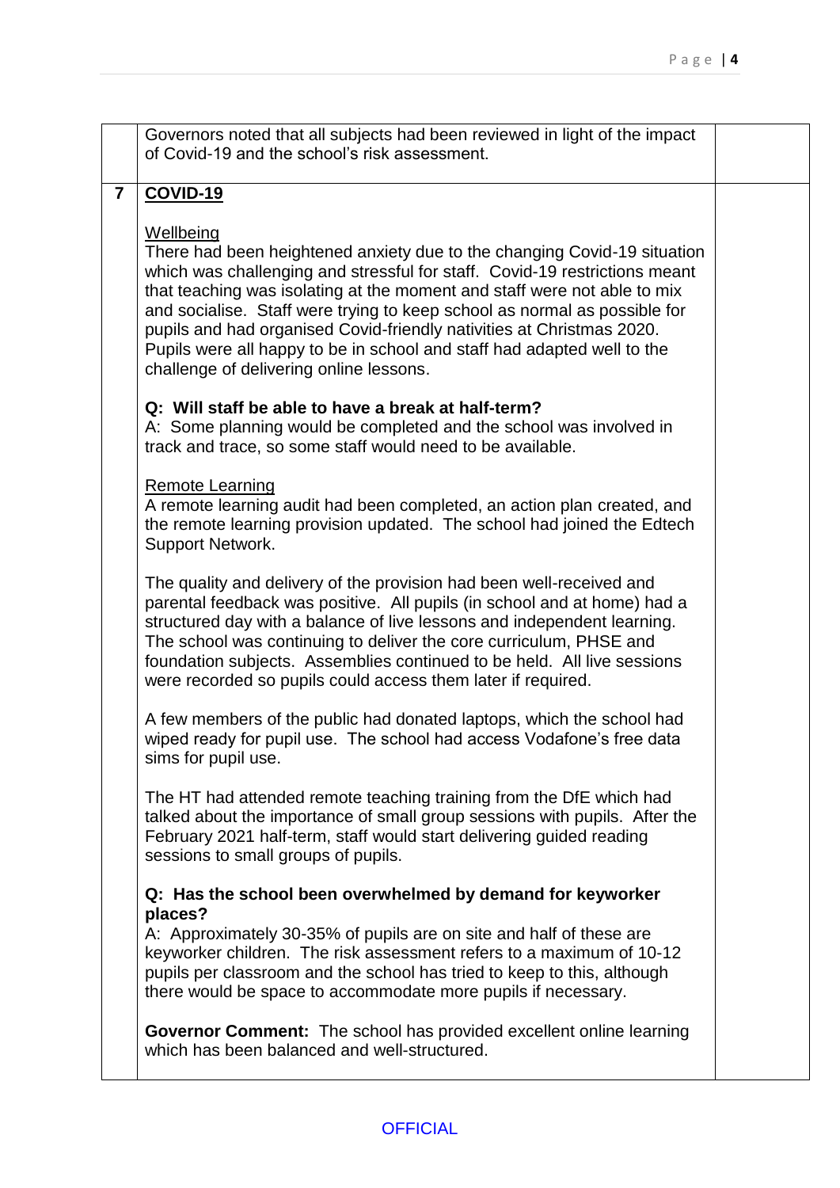Governors noted that all subjects had been reviewed in light of the impact of Covid-19 and the school's risk assessment.

## 7 COVID-19

Wellbeing

There had been heightened anxiety due to the changing Covid-19 situation which was challenging and stressful for staff. Covid-19 restrictions meant that teaching was isolating at the moment and staff were not able to mix and socialise. Staff were trying to keep school as normal as possible for pupils and had organised Covid-friendly nativities at Christmas 2020. Pupils were all happy to be in school and staff had adapted well to the challenge of delivering online lessons.

**Q: Will staff be able to have a break at half-term?**
A: Some planning would be completed and the school was involved in track and trace, so some staff would need to be available.

Remote Learning

A remote learning audit had been completed, an action plan created, and the remote learning provision updated. The school had joined the Edtech Support Network.

The quality and delivery of the provision had been well-received and parental feedback was positive. All pupils (in school and at home) had a structured day with a balance of live lessons and independent learning. The school was continuing to deliver the core curriculum, PHSE and foundation subjects. Assemblies continued to be held. All live sessions were recorded so pupils could access them later if required.

A few members of the public had donated laptops, which the school had wiped ready for pupil use. The school had access Vodafone's free data sims for pupil use.

The HT had attended remote teaching training from the DfE which had talked about the importance of small group sessions with pupils. After the February 2021 half-term, staff would start delivering guided reading sessions to small groups of pupils.

**Q: Has the school been overwhelmed by demand for keyworker places?**
A: Approximately 30-35% of pupils are on site and half of these are keyworker children. The risk assessment refers to a maximum of 10-12 pupils per classroom and the school has tried to keep to this, although there would be space to accommodate more pupils if necessary.

**Governor Comment:** The school has provided excellent online learning which has been balanced and well-structured.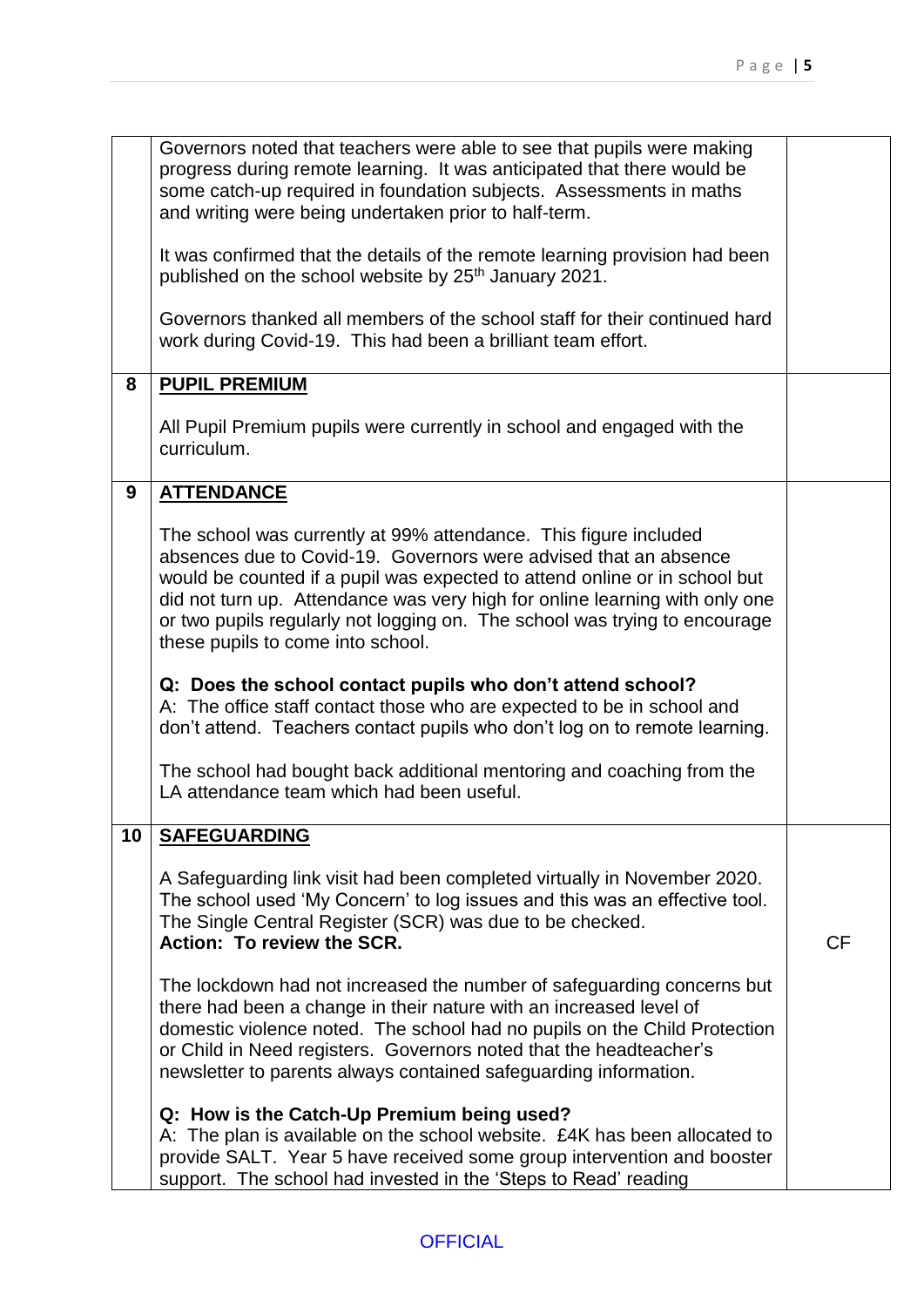| | | |
|---|---|---|
| | Governors noted that teachers were able to see that pupils were making progress during remote learning. It was anticipated that there would be some catch-up required in foundation subjects. Assessments in maths and writing were being undertaken prior to half-term.<br><br>It was confirmed that the details of the remote learning provision had been published on the school website by 25th January 2021.<br><br>Governors thanked all members of the school staff for their continued hard work during Covid-19. This had been a brilliant team effort. | |
| **8** | **<u>PUPIL PREMIUM</u>**<br><br>All Pupil Premium pupils were currently in school and engaged with the curriculum. | |
| **9** | **<u>ATTENDANCE</u>**<br><br>The school was currently at 99% attendance. This figure included absences due to Covid-19. Governors were advised that an absence would be counted if a pupil was expected to attend online or in school but did not turn up. Attendance was very high for online learning with only one or two pupils regularly not logging on. The school was trying to encourage these pupils to come into school.<br><br>**Q: Does the school contact pupils who don't attend school?**<br>A: The office staff contact those who are expected to be in school and don't attend. Teachers contact pupils who don't log on to remote learning.<br><br>The school had bought back additional mentoring and coaching from the LA attendance team which had been useful. | |
| **10** | **<u>SAFEGUARDING</u>**<br><br>A Safeguarding link visit had been completed virtually in November 2020. The school used 'My Concern' to log issues and this was an effective tool. The Single Central Register (SCR) was due to be checked.<br>**Action: To review the SCR.**<br><br>The lockdown had not increased the number of safeguarding concerns but there had been a change in their nature with an increased level of domestic violence noted. The school had no pupils on the Child Protection or Child in Need registers. Governors noted that the headteacher's newsletter to parents always contained safeguarding information.<br><br>**Q: How is the Catch-Up Premium being used?**<br>A: The plan is available on the school website. £4K has been allocated to provide SALT. Year 5 have received some group intervention and booster support. The school had invested in the 'Steps to Read' reading | CF |

OFFICIAL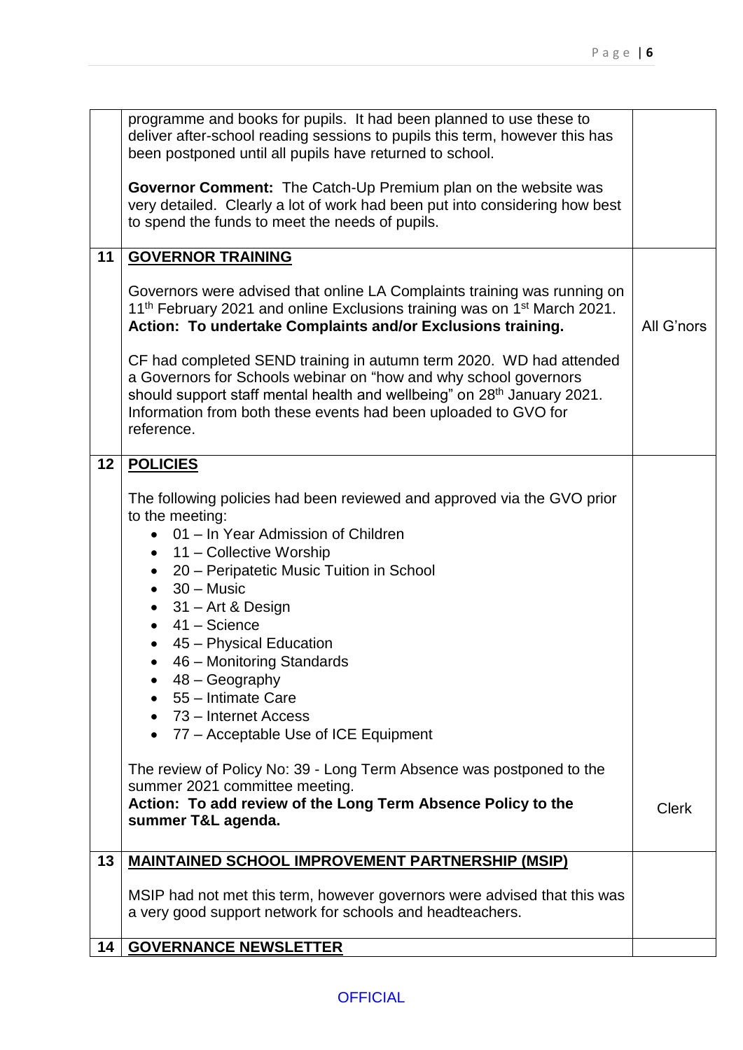| | | |
|---|---|---|
| | programme and books for pupils. It had been planned to use these to deliver after-school reading sessions to pupils this term, however this has been postponed until all pupils have returned to school.<br><br>**Governor Comment:** The Catch-Up Premium plan on the website was very detailed. Clearly a lot of work had been put into considering how best to spend the funds to meet the needs of pupils. | |
| **11** | **<u>GOVERNOR TRAINING</u>**<br><br>Governors were advised that online LA Complaints training was running on 11th February 2021 and online Exclusions training was on 1st March 2021.<br>**Action: To undertake Complaints and/or Exclusions training.**<br><br>CF had completed SEND training in autumn term 2020. WD had attended a Governors for Schools webinar on "how and why school governors should support staff mental health and wellbeing" on 28th January 2021. Information from both these events had been uploaded to GVO for reference. | All G'nors |
| **12** | **<u>POLICIES</u>**<br><br>The following policies had been reviewed and approved via the GVO prior to the meeting:<br>• 01 – In Year Admission of Children<br>• 11 – Collective Worship<br>• 20 – Peripatetic Music Tuition in School<br>• 30 – Music<br>• 31 – Art & Design<br>• 41 – Science<br>• 45 – Physical Education<br>• 46 – Monitoring Standards<br>• 48 – Geography<br>• 55 – Intimate Care<br>• 73 – Internet Access<br>• 77 – Acceptable Use of ICE Equipment<br><br>The review of Policy No: 39 - Long Term Absence was postponed to the summer 2021 committee meeting.<br>**Action: To add review of the Long Term Absence Policy to the summer T&L agenda.** | Clerk |
| **13** | **<u>MAINTAINED SCHOOL IMPROVEMENT PARTNERSHIP (MSIP)</u>**<br><br>MSIP had not met this term, however governors were advised that this was a very good support network for schools and headteachers. | |
| **14** | **<u>GOVERNANCE NEWSLETTER</u>** | |

OFFICIAL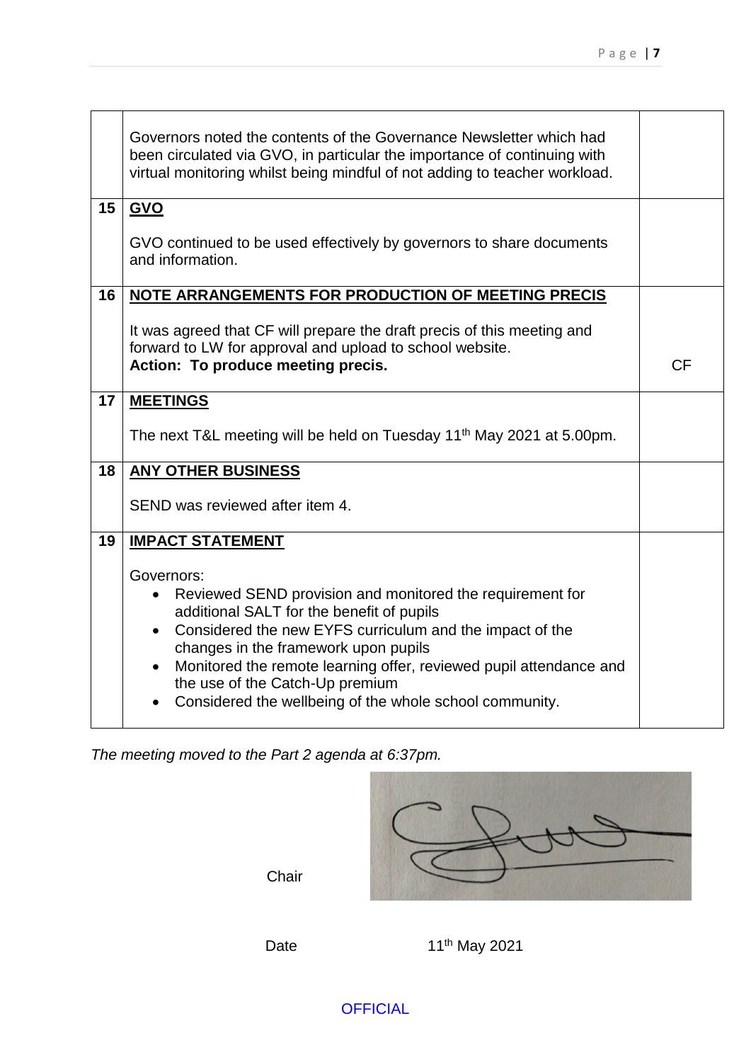| | | |
|---|---|---|
| | Governors noted the contents of the Governance Newsletter which had been circulated via GVO, in particular the importance of continuing with virtual monitoring whilst being mindful of not adding to teacher workload. | |
| **15** | **GVO**<br><br>GVO continued to be used effectively by governors to share documents and information. | |
| **16** | **NOTE ARRANGEMENTS FOR PRODUCTION OF MEETING PRECIS**<br><br>It was agreed that CF will prepare the draft precis of this meeting and forward to LW for approval and upload to school website.<br>**Action: To produce meeting precis.** | CF |
| **17** | **MEETINGS**<br><br>The next T&L meeting will be held on Tuesday 11th May 2021 at 5.00pm. | |
| **18** | **ANY OTHER BUSINESS**<br><br>SEND was reviewed after item 4. | |
| **19** | **IMPACT STATEMENT**<br><br>Governors:<br>• Reviewed SEND provision and monitored the requirement for additional SALT for the benefit of pupils<br>• Considered the new EYFS curriculum and the impact of the changes in the framework upon pupils<br>• Monitored the remote learning offer, reviewed pupil attendance and the use of the Catch-Up premium<br>• Considered the wellbeing of the whole school community. | |

*The meeting moved to the Part 2 agenda at 6:37pm.*

Chair

Date 11th May 2021

OFFICIAL